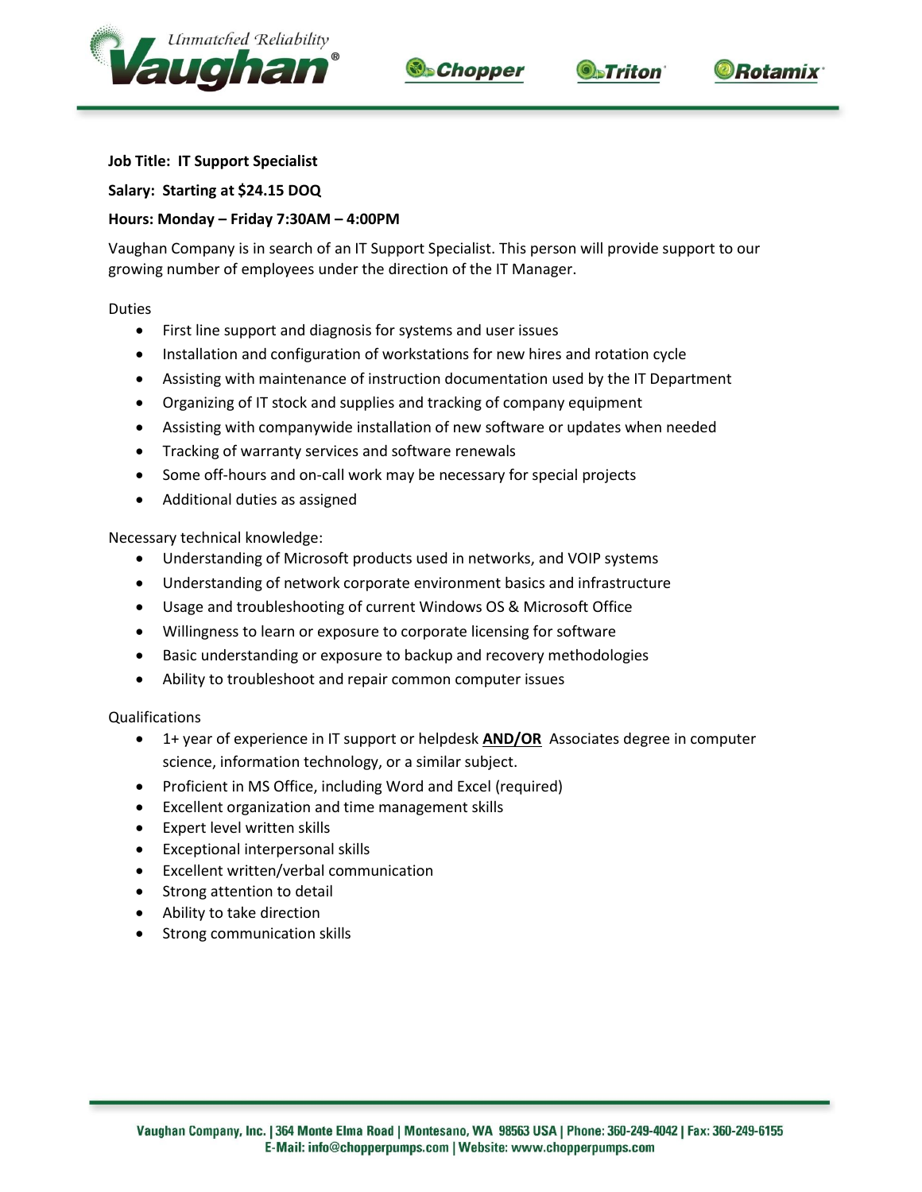**Job Title: IT Support Specialist**

**Salary: Starting at $24.15 DOQ**

**Hours: Monday – Friday 7:30AM – 4:00PM**

Vaughan Company is in search of an IT Support Specialist. This person will provide support to our growing number of employees under the direction of the IT Manager.

Duties

- First line support and diagnosis for systems and user issues
- Installation and configuration of workstations for new hires and rotation cycle
- Assisting with maintenance of instruction documentation used by the IT Department
- Organizing of IT stock and supplies and tracking of company equipment
- Assisting with companywide installation of new software or updates when needed
- Tracking of warranty services and software renewals
- Some off-hours and on-call work may be necessary for special projects
- Additional duties as assigned

Necessary technical knowledge:

- Understanding of Microsoft products used in networks, and VOIP systems
- Understanding of network corporate environment basics and infrastructure
- Usage and troubleshooting of current Windows OS & Microsoft Office
- Willingness to learn or exposure to corporate licensing for software
- Basic understanding or exposure to backup and recovery methodologies
- Ability to troubleshoot and repair common computer issues

Qualifications

- 1+ year of experience in IT support or helpdesk **AND/OR** Associates degree in computer science, information technology, or a similar subject.
- Proficient in MS Office, including Word and Excel (required)
- Excellent organization and time management skills
- Expert level written skills
- Exceptional interpersonal skills
- Excellent written/verbal communication
- Strong attention to detail
- Ability to take direction
- Strong communication skills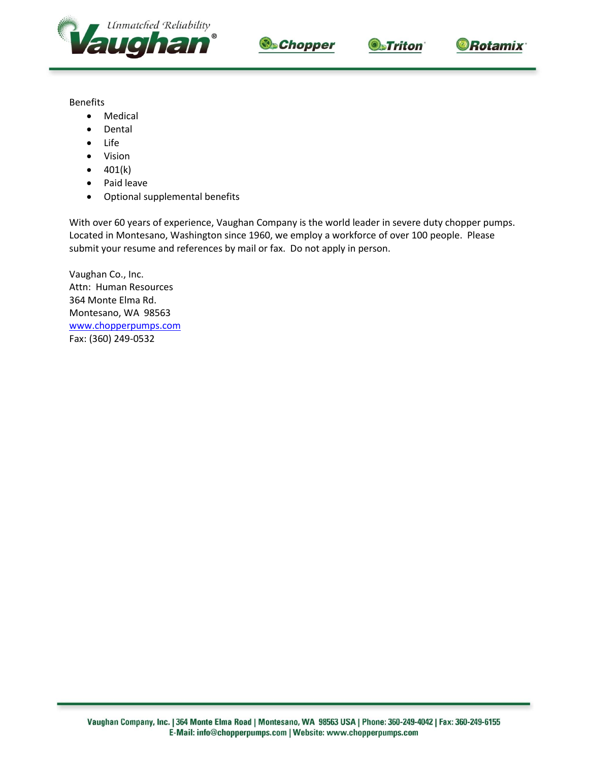Benefits

- Medical
- Dental
- Life
- Vision
- 401(k)
- Paid leave
- Optional supplemental benefits

With over 60 years of experience, Vaughan Company is the world leader in severe duty chopper pumps. Located in Montesano, Washington since 1960, we employ a workforce of over 100 people. Please submit your resume and references by mail or fax. Do not apply in person.

Vaughan Co., Inc.
Attn: Human Resources
364 Monte Elma Rd.
Montesano, WA 98563
www.chopperpumps.com
Fax: (360) 249-0532